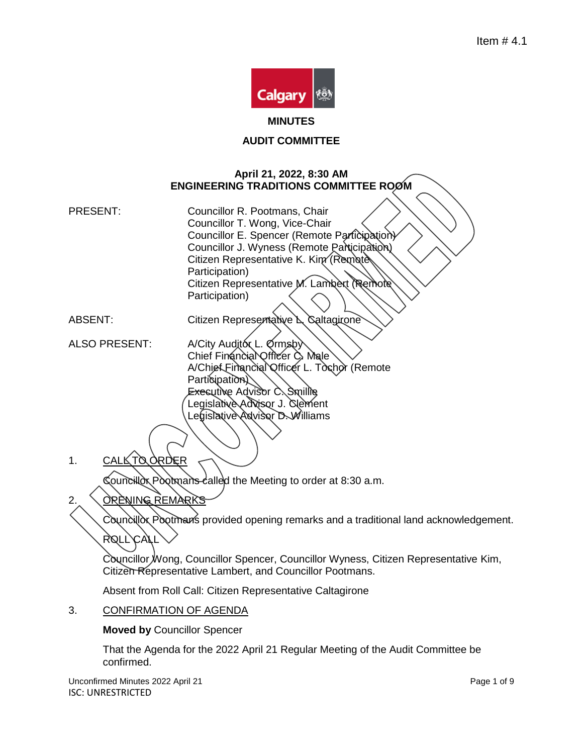Item # 4.1

# MINUTES

## AUDIT COMMITTEE

**April 21, 2022, 8:30 AM**
**ENGINEERING TRADITIONS COMMITTEE ROOM**

PRESENT:
Councillor R. Pootmans, Chair
Councillor T. Wong, Vice-Chair
Councillor E. Spencer (Remote Participation)
Councillor J. Wyness (Remote Participation)
Citizen Representative K. Kim (Remote Participation)
Citizen Representative M. Lambert (Remote Participation)

ABSENT:
Citizen Representative L. Caltagirone

ALSO PRESENT:
A/City Auditor L. Ormsby
Chief Financial Officer C. Male
A/Chief Financial Officer L. Tochor (Remote Participation)
Executive Advisor C. Smillie
Legislative Advisor J. Clement
Legislative Advisor D. Williams

1. CALL TO ORDER

Councillor Pootmans called the Meeting to order at 8:30 a.m.

2. OPENING REMARKS

Councillor Pootmans provided opening remarks and a traditional land acknowledgement.

ROLL CALL

Councillor Wong, Councillor Spencer, Councillor Wyness, Citizen Representative Kim, Citizen Representative Lambert, and Councillor Pootmans.

Absent from Roll Call: Citizen Representative Caltagirone

3. CONFIRMATION OF AGENDA

**Moved by** Councillor Spencer

That the Agenda for the 2022 April 21 Regular Meeting of the Audit Committee be confirmed.

Unconfirmed Minutes 2022 April 21
ISC: UNRESTRICTED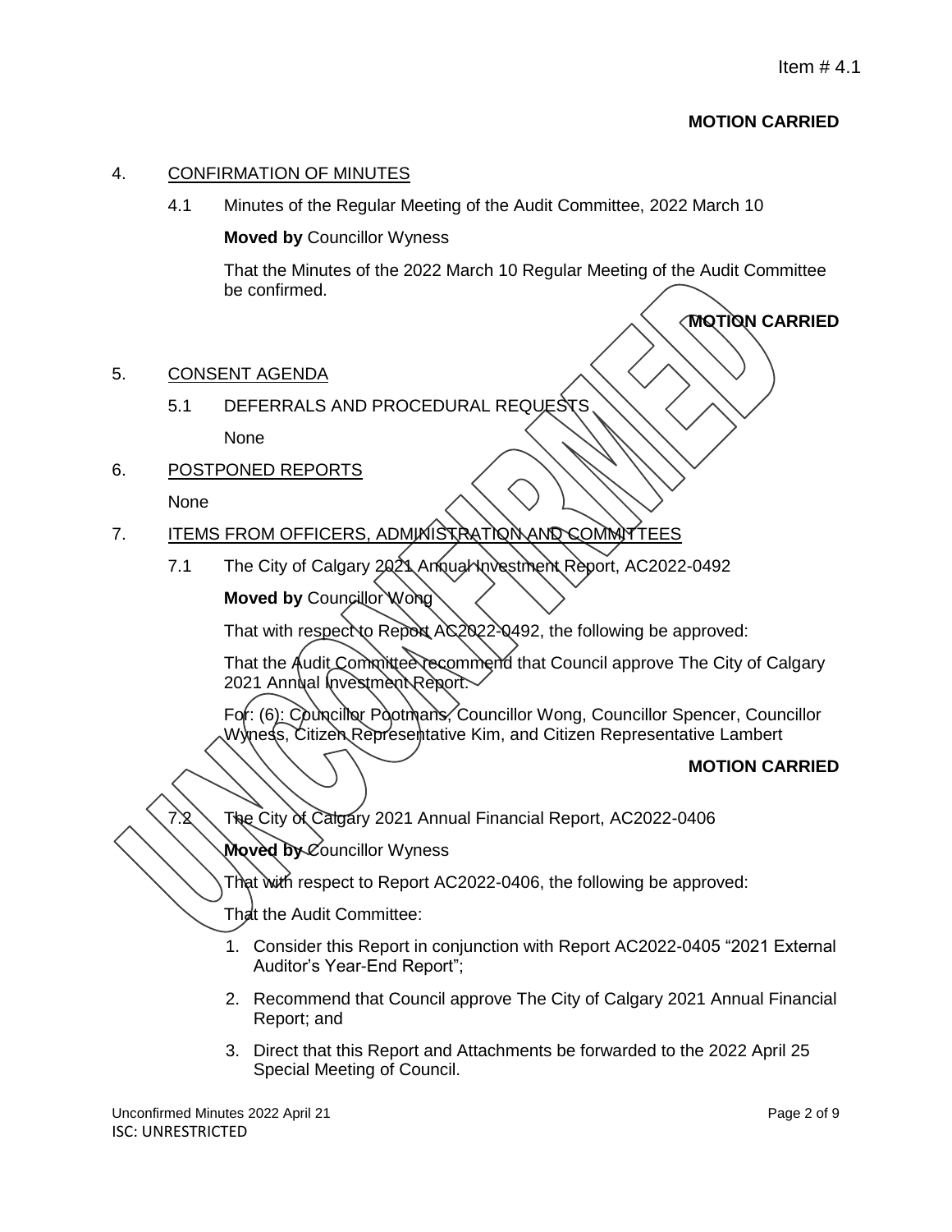**MOTION CARRIED**

4. CONFIRMATION OF MINUTES

   4.1 Minutes of the Regular Meeting of the Audit Committee, 2022 March 10

   **Moved by** Councillor Wyness

   That the Minutes of the 2022 March 10 Regular Meeting of the Audit Committee be confirmed.

   **MOTION CARRIED**

5. CONSENT AGENDA

   5.1 DEFERRALS AND PROCEDURAL REQUESTS

   None

6. POSTPONED REPORTS

   None

7. ITEMS FROM OFFICERS, ADMINISTRATION AND COMMITTEES

   7.1 The City of Calgary 2021 Annual Investment Report, AC2022-0492

   **Moved by** Councillor Wong

   That with respect to Report AC2022-0492, the following be approved:

   That the Audit Committee recommend that Council approve The City of Calgary 2021 Annual Investment Report.

   For: (6): Councillor Pootmans, Councillor Wong, Councillor Spencer, Councillor Wyness, Citizen Representative Kim, and Citizen Representative Lambert

   **MOTION CARRIED**

   7.2 The City of Calgary 2021 Annual Financial Report, AC2022-0406

   **Moved by** Councillor Wyness

   That with respect to Report AC2022-0406, the following be approved:

   That the Audit Committee:

   1. Consider this Report in conjunction with Report AC2022-0405 "2021 External Auditor's Year-End Report";
   2. Recommend that Council approve The City of Calgary 2021 Annual Financial Report; and
   3. Direct that this Report and Attachments be forwarded to the 2022 April 25 Special Meeting of Council.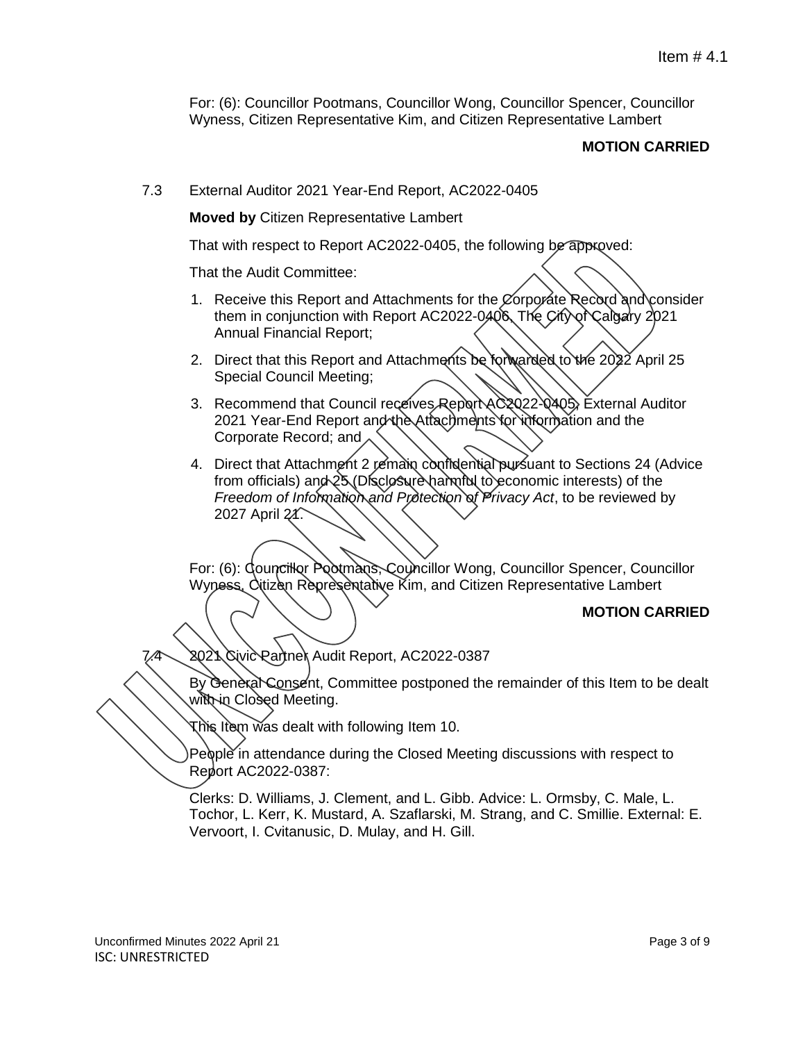For: (6): Councillor Pootmans, Councillor Wong, Councillor Spencer, Councillor Wyness, Citizen Representative Kim, and Citizen Representative Lambert

**MOTION CARRIED**

7.3 External Auditor 2021 Year-End Report, AC2022-0405

**Moved by** Citizen Representative Lambert

That with respect to Report AC2022-0405, the following be approved:

That the Audit Committee:

1. Receive this Report and Attachments for the Corporate Record and consider them in conjunction with Report AC2022-0406, The City of Calgary 2021 Annual Financial Report;
2. Direct that this Report and Attachments be forwarded to the 2022 April 25 Special Council Meeting;
3. Recommend that Council receives Report AC2022-0405, External Auditor 2021 Year-End Report and the Attachments for information and the Corporate Record; and
4. Direct that Attachment 2 remain confidential pursuant to Sections 24 (Advice from officials) and 25 (Disclosure harmful to economic interests) of the *Freedom of Information and Protection of Privacy Act*, to be reviewed by 2027 April 21.

For: (6): Councillor Pootmans, Councillor Wong, Councillor Spencer, Councillor Wyness, Citizen Representative Kim, and Citizen Representative Lambert

**MOTION CARRIED**

7.4 2021 Civic Partner Audit Report, AC2022-0387

By General Consent, Committee postponed the remainder of this Item to be dealt with in Closed Meeting.

This Item was dealt with following Item 10.

People in attendance during the Closed Meeting discussions with respect to Report AC2022-0387:

Clerks: D. Williams, J. Clement, and L. Gibb. Advice: L. Ormsby, C. Male, L. Tochor, L. Kerr, K. Mustard, A. Szaflarski, M. Strang, and C. Smillie. External: E. Vervoort, I. Cvitanusic, D. Mulay, and H. Gill.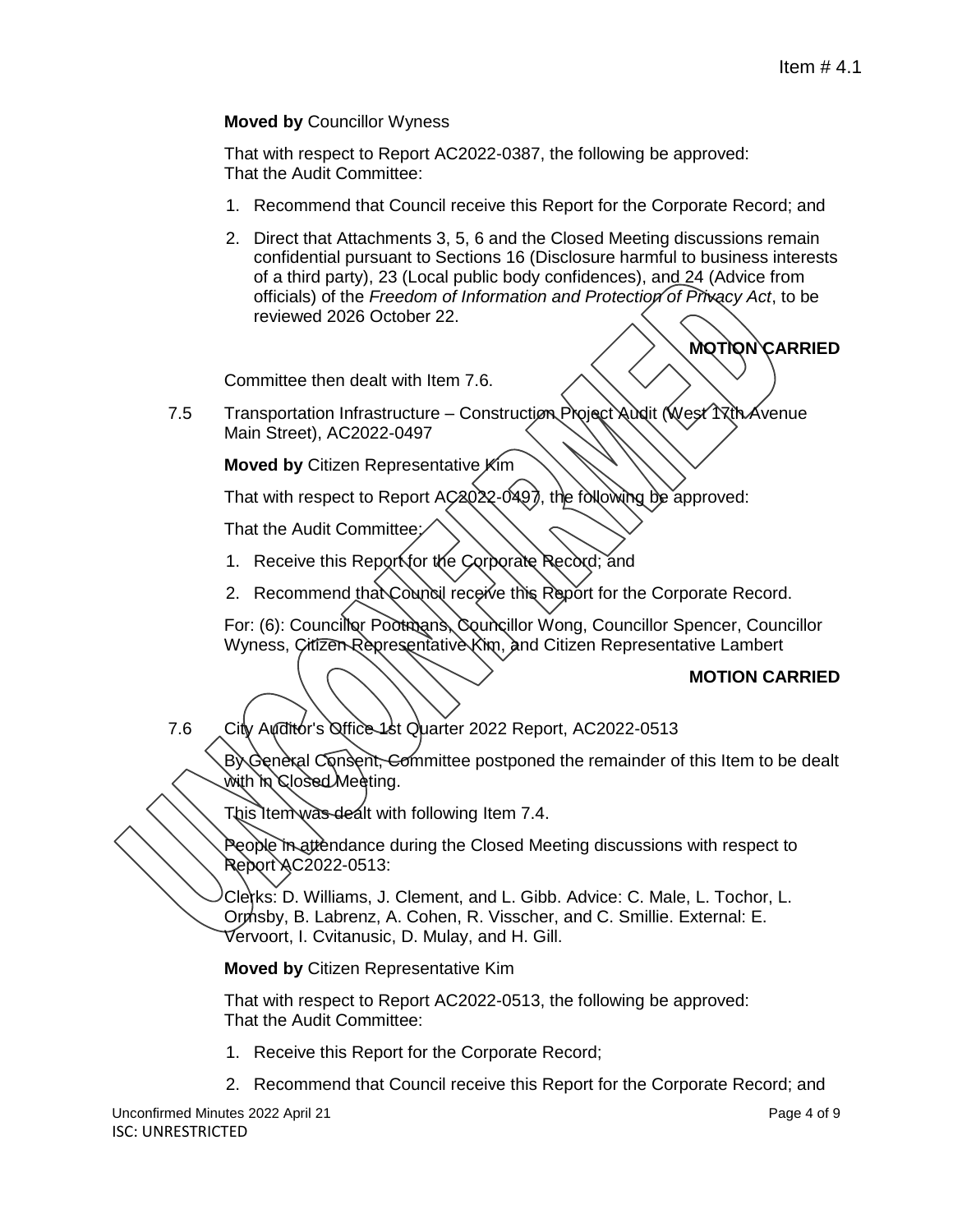**Moved by** Councillor Wyness

That with respect to Report AC2022-0387, the following be approved:
That the Audit Committee:

1. Recommend that Council receive this Report for the Corporate Record; and
2. Direct that Attachments 3, 5, 6 and the Closed Meeting discussions remain confidential pursuant to Sections 16 (Disclosure harmful to business interests of a third party), 23 (Local public body confidences), and 24 (Advice from officials) of the *Freedom of Information and Protection of Privacy Act*, to be reviewed 2026 October 22.

**MOTION CARRIED**

Committee then dealt with Item 7.6.

7.5 Transportation Infrastructure – Construction Project Audit (West 17th Avenue Main Street), AC2022-0497

**Moved by** Citizen Representative Kim

That with respect to Report AC2022-0497, the following be approved:

That the Audit Committee:

1. Receive this Report for the Corporate Record; and
2. Recommend that Council receive this Report for the Corporate Record.

For: (6): Councillor Pootmans, Councillor Wong, Councillor Spencer, Councillor Wyness, Citizen Representative Kim, and Citizen Representative Lambert

**MOTION CARRIED**

7.6 City Auditor's Office 1st Quarter 2022 Report, AC2022-0513

By General Consent, Committee postponed the remainder of this Item to be dealt with in Closed Meeting.

This Item was dealt with following Item 7.4.

People in attendance during the Closed Meeting discussions with respect to Report AC2022-0513:

Clerks: D. Williams, J. Clement, and L. Gibb. Advice: C. Male, L. Tochor, L. Ormsby, B. Labrenz, A. Cohen, R. Visscher, and C. Smillie. External: E. Vervoort, I. Cvitanusic, D. Mulay, and H. Gill.

**Moved by** Citizen Representative Kim

That with respect to Report AC2022-0513, the following be approved:
That the Audit Committee:

1. Receive this Report for the Corporate Record;
2. Recommend that Council receive this Report for the Corporate Record; and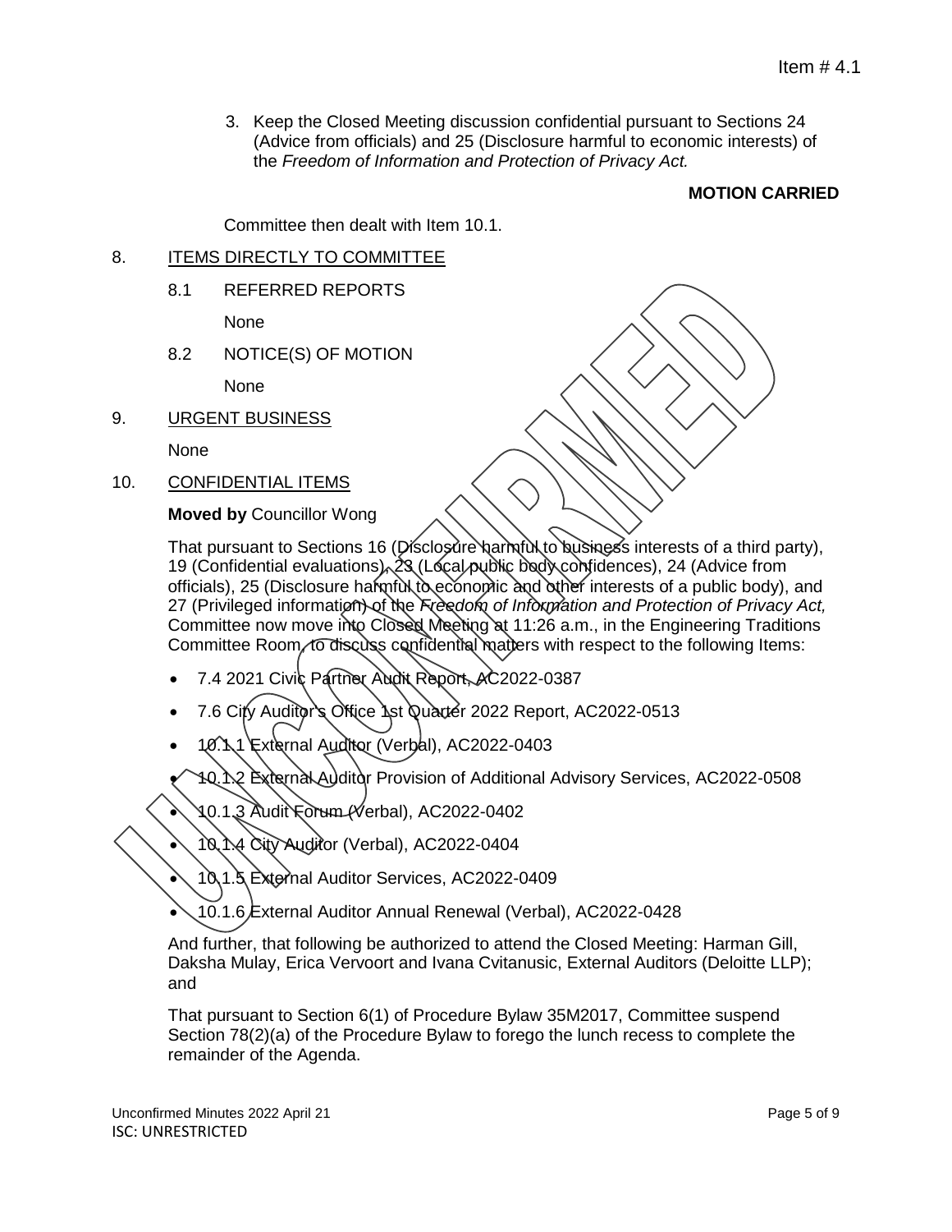3. Keep the Closed Meeting discussion confidential pursuant to Sections 24 (Advice from officials) and 25 (Disclosure harmful to economic interests) of the *Freedom of Information and Protection of Privacy Act.*

**MOTION CARRIED**

Committee then dealt with Item 10.1.

## 8. ITEMS DIRECTLY TO COMMITTEE

### 8.1 REFERRED REPORTS

None

### 8.2 NOTICE(S) OF MOTION

None

## 9. URGENT BUSINESS

None

## 10. CONFIDENTIAL ITEMS

**Moved by** Councillor Wong

That pursuant to Sections 16 (Disclosure harmful to business interests of a third party), 19 (Confidential evaluations), 23 (Local public body confidences), 24 (Advice from officials), 25 (Disclosure harmful to economic and other interests of a public body), and 27 (Privileged information) of the *Freedom of Information and Protection of Privacy Act,* Committee now move into Closed Meeting at 11:26 a.m., in the Engineering Traditions Committee Room, to discuss confidential matters with respect to the following Items:

- 7.4 2021 Civic Partner Audit Report, AC2022-0387
- 7.6 City Auditor's Office 1st Quarter 2022 Report, AC2022-0513
- 10.1.1 External Auditor (Verbal), AC2022-0403
- 10.1.2 External Auditor Provision of Additional Advisory Services, AC2022-0508
- 10.1.3 Audit Forum (Verbal), AC2022-0402
- 10.1.4 City Auditor (Verbal), AC2022-0404
- 10.1.5 External Auditor Services, AC2022-0409
- 10.1.6 External Auditor Annual Renewal (Verbal), AC2022-0428

And further, that following be authorized to attend the Closed Meeting: Harman Gill, Daksha Mulay, Erica Vervoort and Ivana Cvitanusic, External Auditors (Deloitte LLP); and

That pursuant to Section 6(1) of Procedure Bylaw 35M2017, Committee suspend Section 78(2)(a) of the Procedure Bylaw to forego the lunch recess to complete the remainder of the Agenda.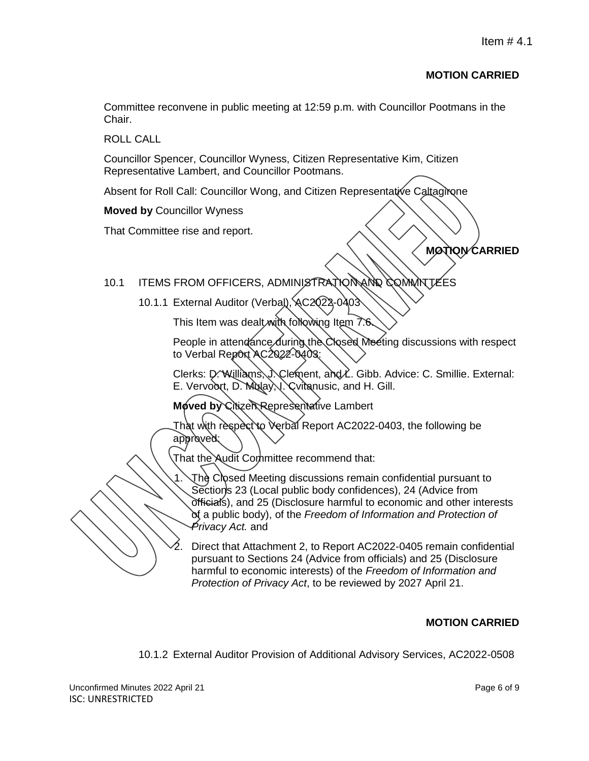Item # 4.1

**MOTION CARRIED**

Committee reconvene in public meeting at 12:59 p.m. with Councillor Pootmans in the Chair.

ROLL CALL

Councillor Spencer, Councillor Wyness, Citizen Representative Kim, Citizen Representative Lambert, and Councillor Pootmans.

Absent for Roll Call: Councillor Wong, and Citizen Representative Caltagirone

**Moved by** Councillor Wyness

That Committee rise and report.

**MOTION CARRIED**

10.1 ITEMS FROM OFFICERS, ADMINISTRATION AND COMMITTEES

10.1.1 External Auditor (Verbal), AC2022-0403

This Item was dealt with following Item 7.6.

People in attendance during the Closed Meeting discussions with respect to Verbal Report AC2022-0403:

Clerks: D. Williams, J. Clement, and L. Gibb. Advice: C. Smillie. External: E. Vervoort, D. Mulay, I. Cvitanusic, and H. Gill.

**Moved by** Citizen Representative Lambert

That with respect to Verbal Report AC2022-0403, the following be approved:

That the Audit Committee recommend that:

1. The Closed Meeting discussions remain confidential pursuant to Sections 23 (Local public body confidences), 24 (Advice from officials), and 25 (Disclosure harmful to economic and other interests of a public body), of the *Freedom of Information and Protection of Privacy Act.* and
2. Direct that Attachment 2, to Report AC2022-0405 remain confidential pursuant to Sections 24 (Advice from officials) and 25 (Disclosure harmful to economic interests) of the *Freedom of Information and Protection of Privacy Act*, to be reviewed by 2027 April 21.

**MOTION CARRIED**

10.1.2 External Auditor Provision of Additional Advisory Services, AC2022-0508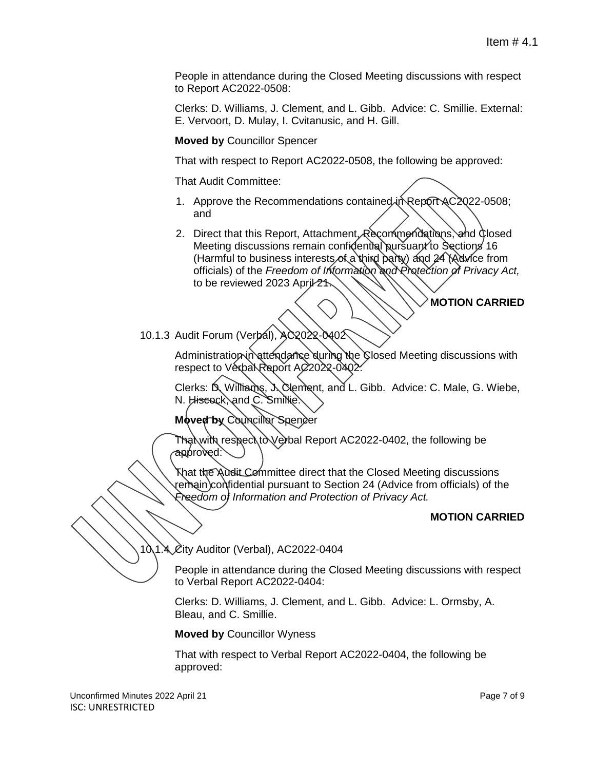People in attendance during the Closed Meeting discussions with respect to Report AC2022-0508:

Clerks: D. Williams, J. Clement, and L. Gibb. Advice: C. Smillie. External: E. Vervoort, D. Mulay, I. Cvitanusic, and H. Gill.

**Moved by** Councillor Spencer

That with respect to Report AC2022-0508, the following be approved:

That Audit Committee:

1. Approve the Recommendations contained in Report AC2022-0508; and
2. Direct that this Report, Attachment, Recommendations, and Closed Meeting discussions remain confidential pursuant to Sections 16 (Harmful to business interests of a third party) and 24 (Advice from officials) of the *Freedom of Information and Protection of Privacy Act,* to be reviewed 2023 April 21.

**MOTION CARRIED**

10.1.3 Audit Forum (Verbal), AC2022-0402

Administration in attendance during the Closed Meeting discussions with respect to Verbal Report AC2022-0402:

Clerks: D. Williams, J. Clement, and L. Gibb. Advice: C. Male, G. Wiebe, N. Hiscock, and C. Smillie.

**Moved by** Councillor Spencer

That with respect to Verbal Report AC2022-0402, the following be approved:

That the Audit Committee direct that the Closed Meeting discussions remain confidential pursuant to Section 24 (Advice from officials) of the *Freedom of Information and Protection of Privacy Act.*

**MOTION CARRIED**

10.1.4 City Auditor (Verbal), AC2022-0404

People in attendance during the Closed Meeting discussions with respect to Verbal Report AC2022-0404:

Clerks: D. Williams, J. Clement, and L. Gibb. Advice: L. Ormsby, A. Bleau, and C. Smillie.

**Moved by** Councillor Wyness

That with respect to Verbal Report AC2022-0404, the following be approved: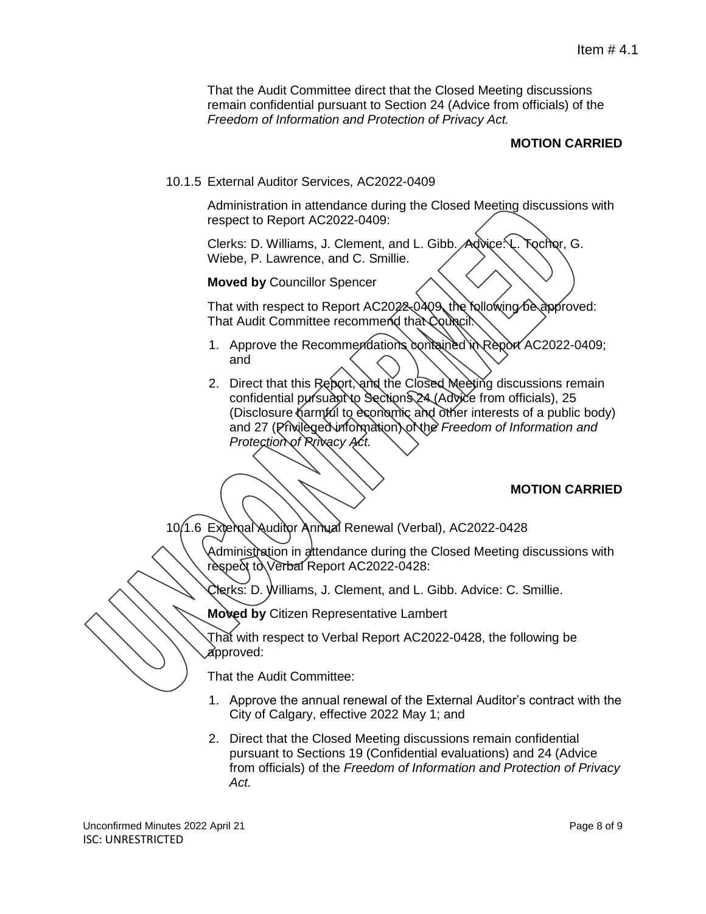Item # 4.1

That the Audit Committee direct that the Closed Meeting discussions remain confidential pursuant to Section 24 (Advice from officials) of the *Freedom of Information and Protection of Privacy Act.*

**MOTION CARRIED**

10.1.5 External Auditor Services, AC2022-0409

Administration in attendance during the Closed Meeting discussions with respect to Report AC2022-0409:

Clerks: D. Williams, J. Clement, and L. Gibb. Advice: L. Tochor, G. Wiebe, P. Lawrence, and C. Smillie.

**Moved by** Councillor Spencer

That with respect to Report AC2022-0409, the following be approved: That Audit Committee recommend that Council:

1. Approve the Recommendations contained in Report AC2022-0409; and
2. Direct that this Report, and the Closed Meeting discussions remain confidential pursuant to Sections 24 (Advice from officials), 25 (Disclosure harmful to economic and other interests of a public body) and 27 (Privileged information) of the *Freedom of Information and Protection of Privacy Act.*

**MOTION CARRIED**

10.1.6 External Auditor Annual Renewal (Verbal), AC2022-0428

Administration in attendance during the Closed Meeting discussions with respect to Verbal Report AC2022-0428:

Clerks: D. Williams, J. Clement, and L. Gibb. Advice: C. Smillie.

**Moved by** Citizen Representative Lambert

That with respect to Verbal Report AC2022-0428, the following be approved:

That the Audit Committee:

1. Approve the annual renewal of the External Auditor's contract with the City of Calgary, effective 2022 May 1; and
2. Direct that the Closed Meeting discussions remain confidential pursuant to Sections 19 (Confidential evaluations) and 24 (Advice from officials) of the *Freedom of Information and Protection of Privacy Act.*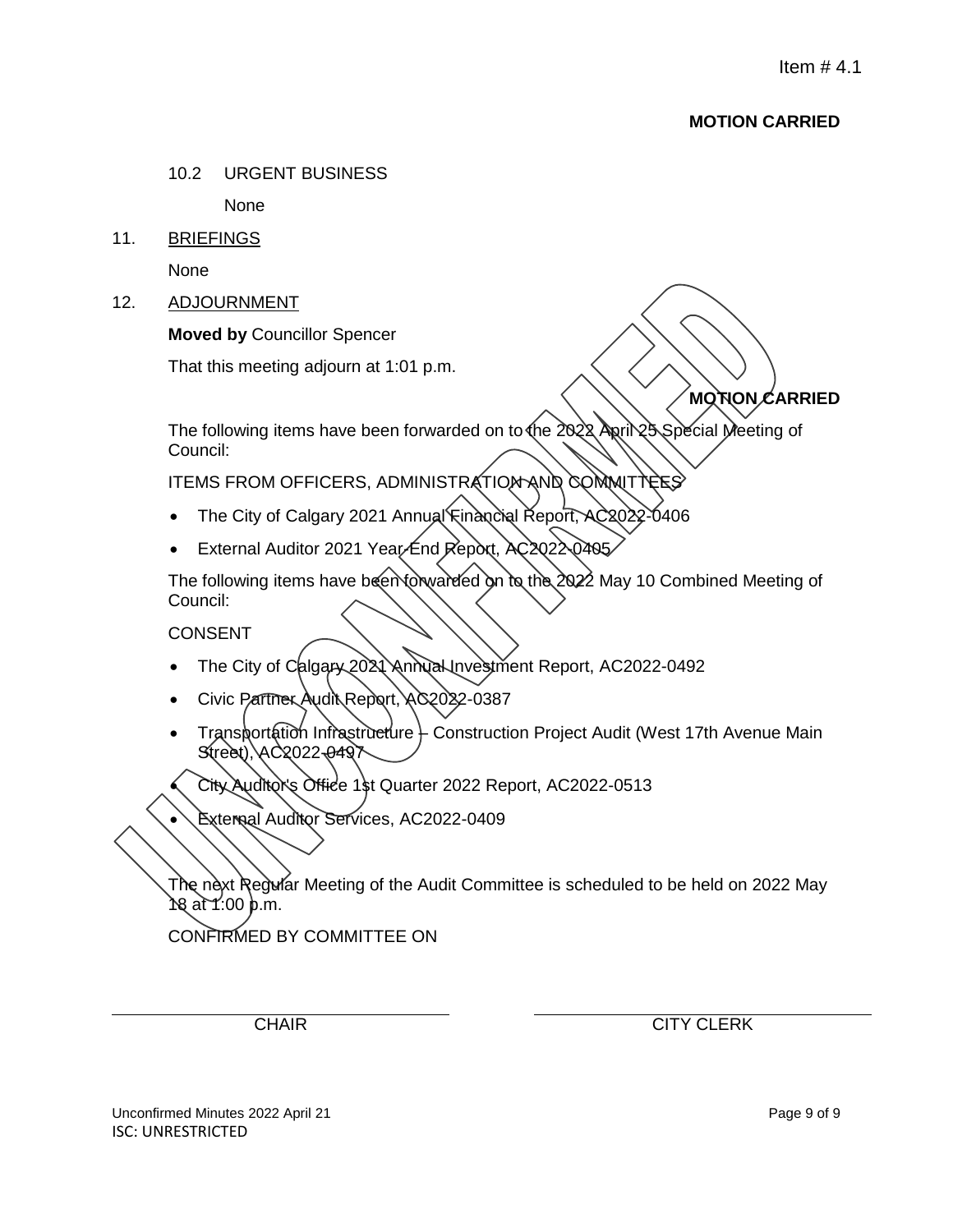Item # 4.1

**MOTION CARRIED**

10.2 URGENT BUSINESS

None

11. BRIEFINGS

None

12. ADJOURNMENT

**Moved by** Councillor Spencer

That this meeting adjourn at 1:01 p.m.

**MOTION CARRIED**

The following items have been forwarded on to the 2022 April 25 Special Meeting of Council:

ITEMS FROM OFFICERS, ADMINISTRATION AND COMMITTEES

- The City of Calgary 2021 Annual Financial Report, AC2022-0406
- External Auditor 2021 Year-End Report, AC2022-0405

The following items have been forwarded on to the 2022 May 10 Combined Meeting of Council:

CONSENT

- The City of Calgary 2021 Annual Investment Report, AC2022-0492
- Civic Partner Audit Report, AC2022-0387
- Transportation Infrastructure – Construction Project Audit (West 17th Avenue Main Street), AC2022-0497
- City Auditor's Office 1st Quarter 2022 Report, AC2022-0513
- External Auditor Services, AC2022-0409

The next Regular Meeting of the Audit Committee is scheduled to be held on 2022 May 18 at 1:00 p.m.

CONFIRMED BY COMMITTEE ON

CHAIR

CITY CLERK

Unconfirmed Minutes 2022 April 21

ISC: UNRESTRICTED